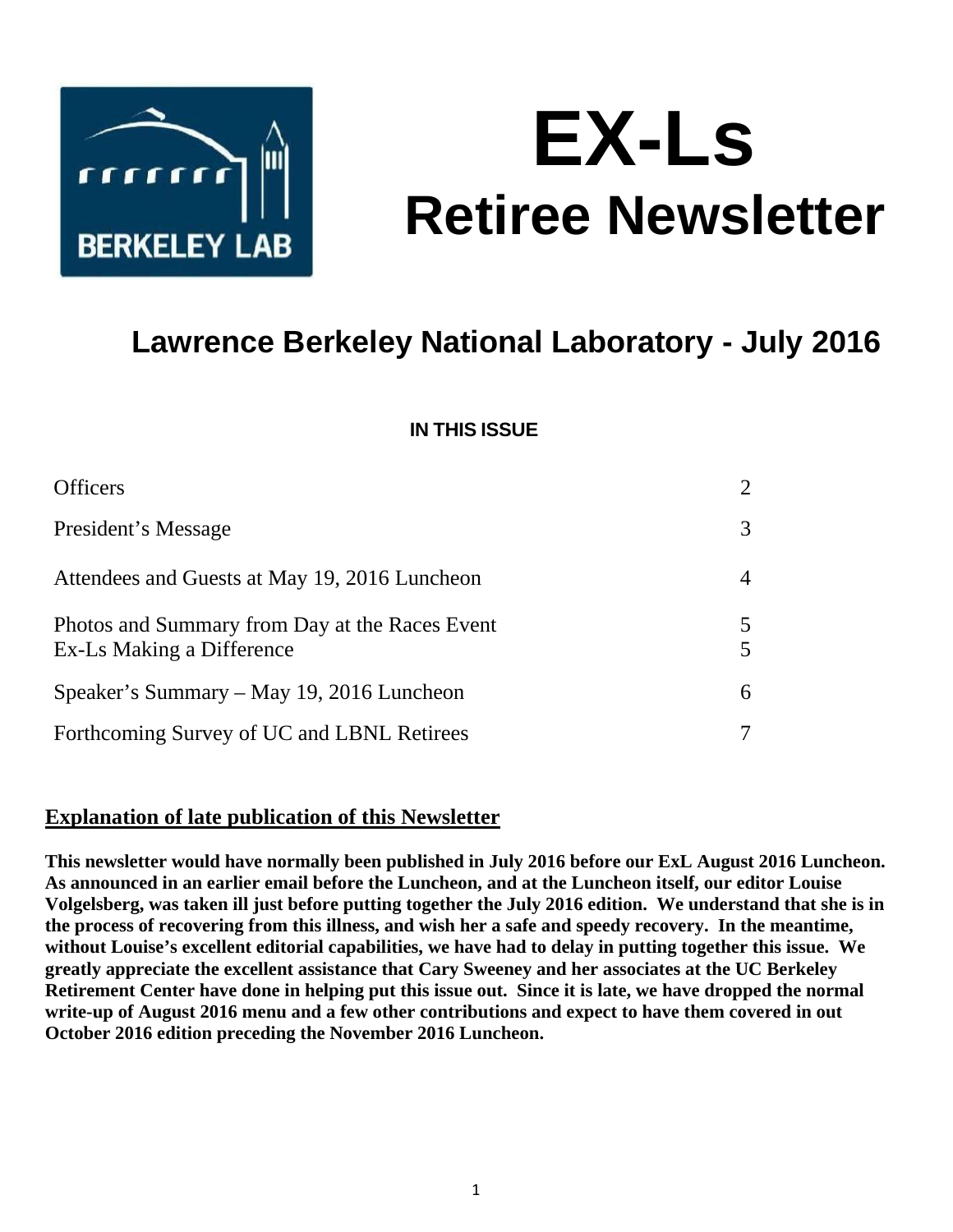# EX-Ls
# Retiree Newsletter

## Lawrence Berkeley National Laboratory - July 2016

**IN THIS ISSUE**

| | |
|---|---|
| Officers | 2 |
| President's Message | 3 |
| Attendees and Guests at May 19, 2016 Luncheon | 4 |
| Photos and Summary from Day at the Races Event | 5 |
| Ex-Ls Making a Difference | 5 |
| Speaker's Summary – May 19, 2016 Luncheon | 6 |
| Forthcoming Survey of UC and LBNL Retirees | 7 |

### Explanation of late publication of this Newsletter

**This newsletter would have normally been published in July 2016 before our ExL August 2016 Luncheon. As announced in an earlier email before the Luncheon, and at the Luncheon itself, our editor Louise Volgelsberg, was taken ill just before putting together the July 2016 edition. We understand that she is in the process of recovering from this illness, and wish her a safe and speedy recovery. In the meantime, without Louise's excellent editorial capabilities, we have had to delay in putting together this issue. We greatly appreciate the excellent assistance that Cary Sweeney and her associates at the UC Berkeley Retirement Center have done in helping put this issue out. Since it is late, we have dropped the normal write-up of August 2016 menu and a few other contributions and expect to have them covered in out October 2016 edition preceding the November 2016 Luncheon.**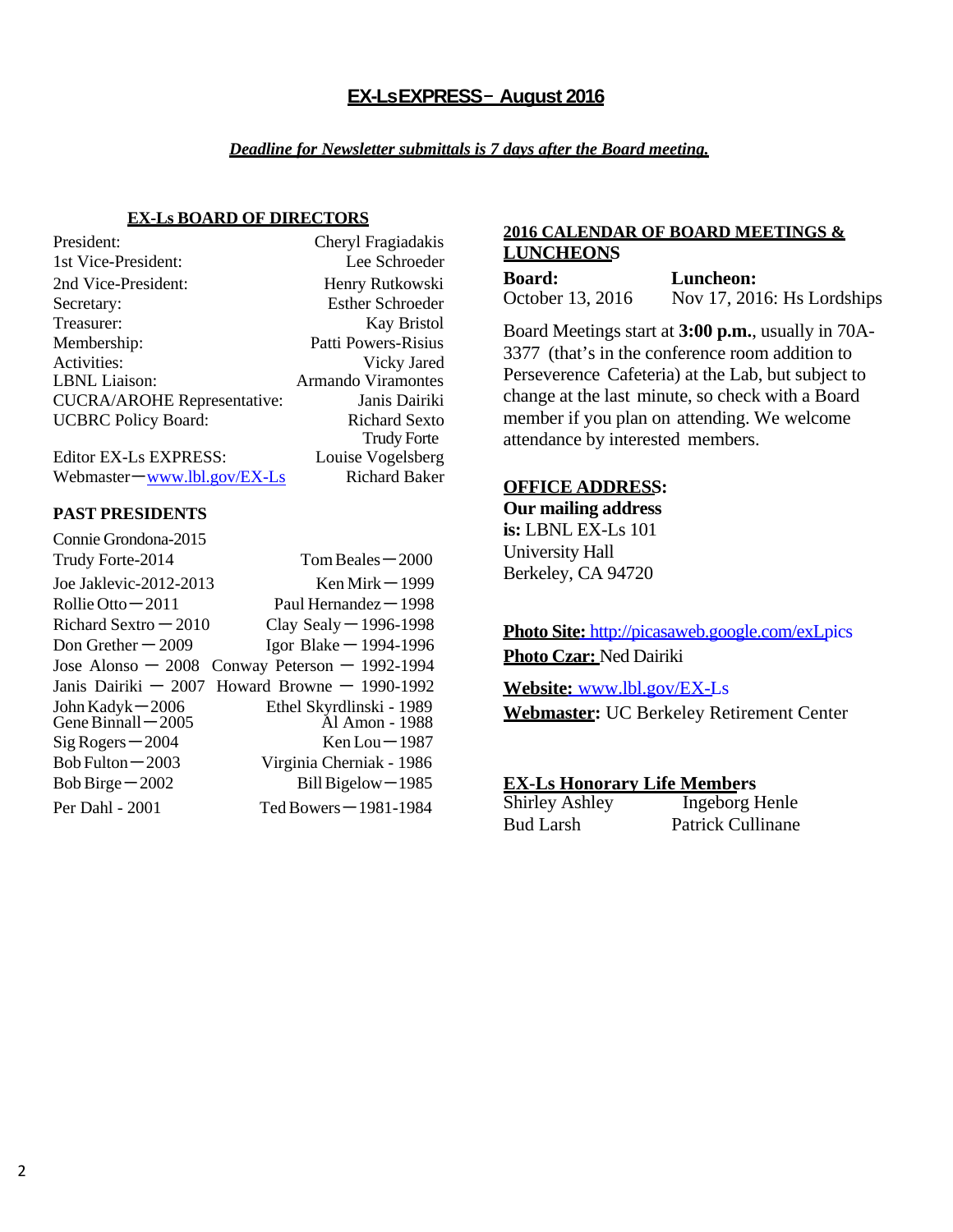# EX-Ls EXPRESS – August 2016

***Deadline for Newsletter submittals is 7 days after the Board meeting.***

## EX-Ls BOARD OF DIRECTORS

| | |
|---|---|
| President: | Cheryl Fragiadakis |
| 1st Vice-President: | Lee Schroeder |
| 2nd Vice-President: | Henry Rutkowski |
| Secretary: | Esther Schroeder |
| Treasurer: | Kay Bristol |
| Membership: | Patti Powers-Risius |
| Activities: | Vicky Jared |
| LBNL Liaison: | Armando Viramontes |
| CUCRA/AROHE Representative: | Janis Dairiki |
| UCBRC Policy Board: | Richard Sexto<br>Trudy Forte |
| Editor EX-Ls EXPRESS: | Louise Vogelsberg |
| Webmaster—www.lbl.gov/EX-Ls | Richard Baker |

## PAST PRESIDENTS

| | |
|---|---|
| Connie Grondona-2015 | |
| Trudy Forte-2014 | Tom Beales—2000 |
| Joe Jaklevic-2012-2013 | Ken Mirk—1999 |
| Rollie Otto—2011 | Paul Hernandez—1998 |
| Richard Sextro—2010 | Clay Sealy—1996-1998 |
| Don Grether—2009 | Igor Blake—1994-1996 |
| Jose Alonso—2008 | Conway Peterson—1992-1994 |
| Janis Dairiki—2007 | Howard Browne—1990-1992 |
| John Kadyk—2006 | Ethel Skyrdlinski - 1989 |
| Gene Binnall—2005 | Al Amon - 1988 |
| Sig Rogers—2004 | Ken Lou—1987 |
| Bob Fulton—2003 | Virginia Cherniak - 1986 |
| Bob Birge—2002 | Bill Bigelow—1985 |
| Per Dahl - 2001 | Ted Bowers—1981-1984 |

## 2016 CALENDAR OF BOARD MEETINGS & LUNCHEONS

| **Board:** | **Luncheon:** |
|---|---|
| October 13, 2016 | Nov 17, 2016: Hs Lordships |

Board Meetings start at **3:00 p.m.**, usually in 70A-3377 (that's in the conference room addition to Perseverence Cafeteria) at the Lab, but subject to change at the last minute, so check with a Board member if you plan on attending. We welcome attendance by interested members.

## OFFICE ADDRESS:

**Our mailing address is:** LBNL EX-Ls 101 University Hall Berkeley, CA 94720

**Photo Site:** http://picasaweb.google.com/exLpics
**Photo Czar:** Ned Dairiki

**Website:** www.lbl.gov/EX-Ls
**Webmaster:** UC Berkeley Retirement Center

## EX-Ls Honorary Life Members

| | |
|---|---|
| Shirley Ashley | Ingeborg Henle |
| Bud Larsh | Patrick Cullinane |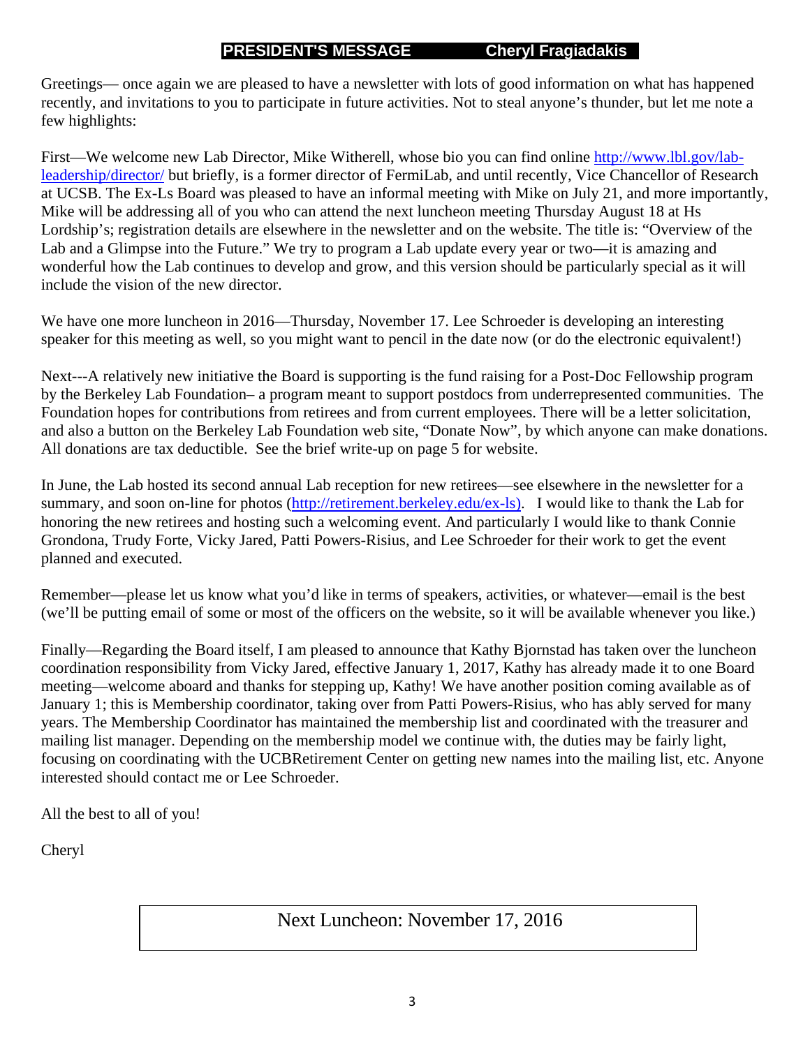## PRESIDENT'S MESSAGE Cheryl Fragiadakis

Greetings— once again we are pleased to have a newsletter with lots of good information on what has happened recently, and invitations to you to participate in future activities. Not to steal anyone's thunder, but let me note a few highlights:

First—We welcome new Lab Director, Mike Witherell, whose bio you can find online http://www.lbl.gov/lab-leadership/director/ but briefly, is a former director of FermiLab, and until recently, Vice Chancellor of Research at UCSB. The Ex-Ls Board was pleased to have an informal meeting with Mike on July 21, and more importantly, Mike will be addressing all of you who can attend the next luncheon meeting Thursday August 18 at Hs Lordship's; registration details are elsewhere in the newsletter and on the website. The title is: "Overview of the Lab and a Glimpse into the Future." We try to program a Lab update every year or two—it is amazing and wonderful how the Lab continues to develop and grow, and this version should be particularly special as it will include the vision of the new director.

We have one more luncheon in 2016—Thursday, November 17. Lee Schroeder is developing an interesting speaker for this meeting as well, so you might want to pencil in the date now (or do the electronic equivalent!)

Next---A relatively new initiative the Board is supporting is the fund raising for a Post-Doc Fellowship program by the Berkeley Lab Foundation– a program meant to support postdocs from underrepresented communities. The Foundation hopes for contributions from retirees and from current employees. There will be a letter solicitation, and also a button on the Berkeley Lab Foundation web site, "Donate Now", by which anyone can make donations. All donations are tax deductible. See the brief write-up on page 5 for website.

In June, the Lab hosted its second annual Lab reception for new retirees—see elsewhere in the newsletter for a summary, and soon on-line for photos (http://retirement.berkeley.edu/ex-ls). I would like to thank the Lab for honoring the new retirees and hosting such a welcoming event. And particularly I would like to thank Connie Grondona, Trudy Forte, Vicky Jared, Patti Powers-Risius, and Lee Schroeder for their work to get the event planned and executed.

Remember—please let us know what you'd like in terms of speakers, activities, or whatever—email is the best (we'll be putting email of some or most of the officers on the website, so it will be available whenever you like.)

Finally—Regarding the Board itself, I am pleased to announce that Kathy Bjornstad has taken over the luncheon coordination responsibility from Vicky Jared, effective January 1, 2017, Kathy has already made it to one Board meeting—welcome aboard and thanks for stepping up, Kathy! We have another position coming available as of January 1; this is Membership coordinator, taking over from Patti Powers-Risius, who has ably served for many years. The Membership Coordinator has maintained the membership list and coordinated with the treasurer and mailing list manager. Depending on the membership model we continue with, the duties may be fairly light, focusing on coordinating with the UCBRetirement Center on getting new names into the mailing list, etc. Anyone interested should contact me or Lee Schroeder.

All the best to all of you!

Cheryl

Next Luncheon: November 17, 2016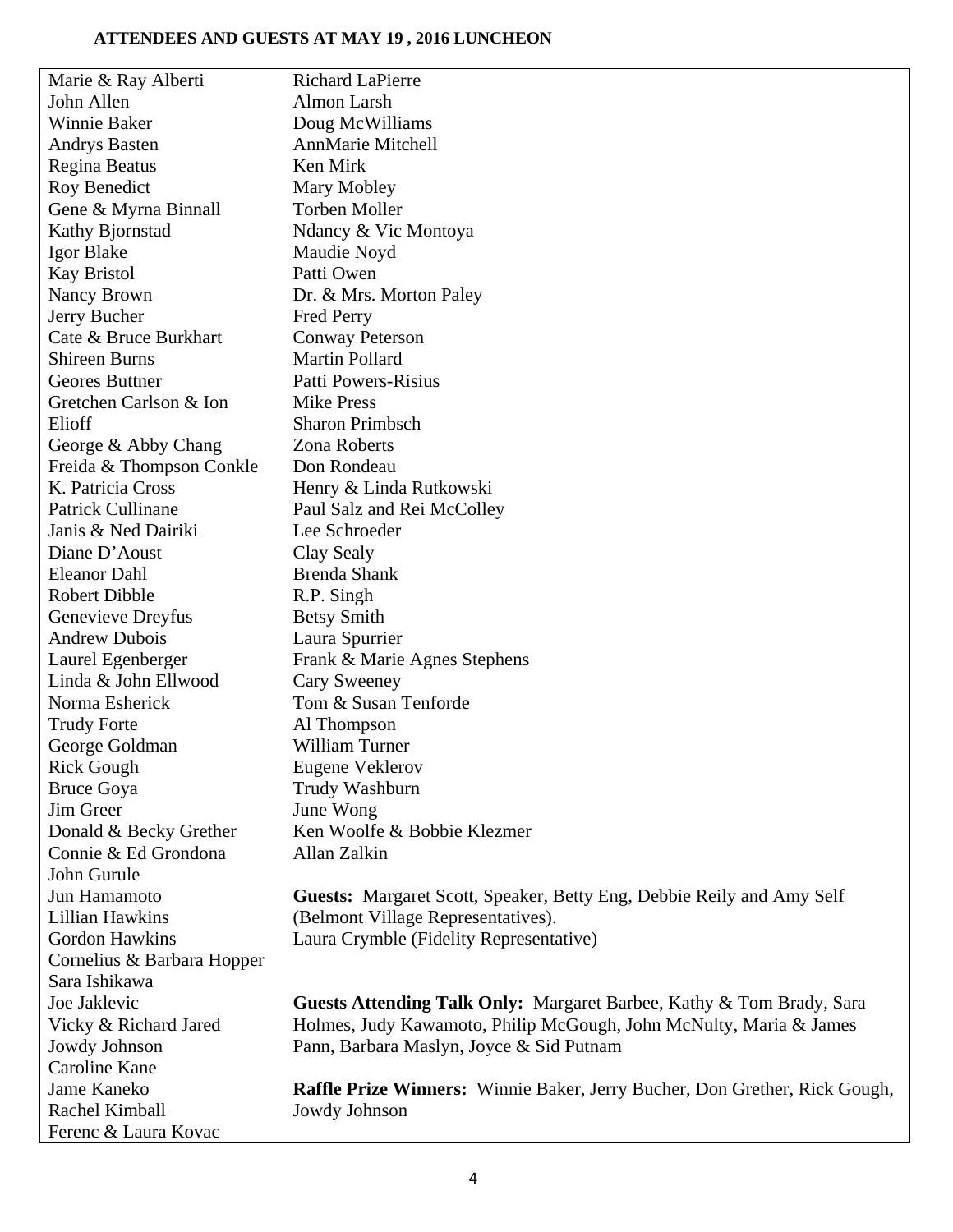**ATTENDEES AND GUESTS AT MAY 19 , 2016 LUNCHEON**

Marie & Ray Alberti
John Allen
Winnie Baker
Andrys Basten
Regina Beatus
Roy Benedict
Gene & Myrna Binnall
Kathy Bjornstad
Igor Blake
Kay Bristol
Nancy Brown
Jerry Bucher
Cate & Bruce Burkhart
Shireen Burns
Geores Buttner
Gretchen Carlson & Ion Elioff
George & Abby Chang
Freida & Thompson Conkle
K. Patricia Cross
Patrick Cullinane
Janis & Ned Dairiki
Diane D'Aoust
Eleanor Dahl
Robert Dibble
Genevieve Dreyfus
Andrew Dubois
Laurel Egenberger
Linda & John Ellwood
Norma Esherick
Trudy Forte
George Goldman
Rick Gough
Bruce Goya
Jim Greer
Donald & Becky Grether
Connie & Ed Grondona
John Gurule
Jun Hamamoto
Lillian Hawkins
Gordon Hawkins
Cornelius & Barbara Hopper
Sara Ishikawa
Joe Jaklevic
Vicky & Richard Jared
Jowdy Johnson
Caroline Kane
Jame Kaneko
Rachel Kimball
Ferenc & Laura Kovac
Richard LaPierre
Almon Larsh
Doug McWilliams
AnnMarie Mitchell
Ken Mirk
Mary Mobley
Torben Moller
Ndancy & Vic Montoya
Maudie Noyd
Patti Owen
Dr. & Mrs. Morton Paley
Fred Perry
Conway Peterson
Martin Pollard
Patti Powers-Risius
Mike Press
Sharon Primbsch
Zona Roberts
Don Rondeau
Henry & Linda Rutkowski
Paul Salz and Rei McColley
Lee Schroeder
Clay Sealy
Brenda Shank
R.P. Singh
Betsy Smith
Laura Spurrier
Frank & Marie Agnes Stephens
Cary Sweeney
Tom & Susan Tenforde
Al Thompson
William Turner
Eugene Veklerov
Trudy Washburn
June Wong
Ken Woolfe & Bobbie Klezmer
Allan Zalkin

**Guests:** Margaret Scott, Speaker, Betty Eng, Debbie Reily and Amy Self (Belmont Village Representatives). Laura Crymble (Fidelity Representative)

**Guests Attending Talk Only:** Margaret Barbee, Kathy & Tom Brady, Sara Holmes, Judy Kawamoto, Philip McGough, John McNulty, Maria & James Pann, Barbara Maslyn, Joyce & Sid Putnam

**Raffle Prize Winners:** Winnie Baker, Jerry Bucher, Don Grether, Rick Gough, Jowdy Johnson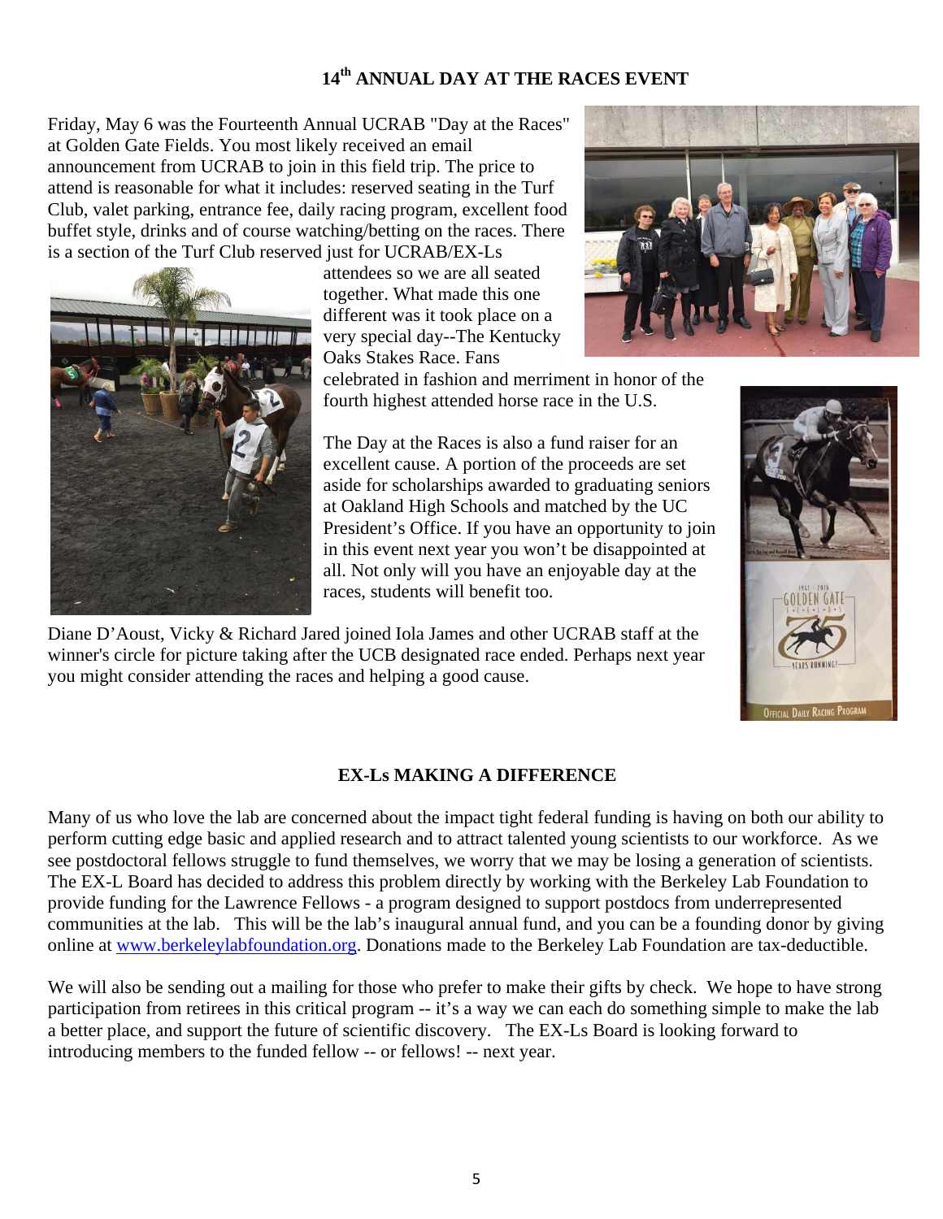## 14th ANNUAL DAY AT THE RACES EVENT

Friday, May 6 was the Fourteenth Annual UCRAB "Day at the Races" at Golden Gate Fields. You most likely received an email announcement from UCRAB to join in this field trip. The price to attend is reasonable for what it includes: reserved seating in the Turf Club, valet parking, entrance fee, daily racing program, excellent food buffet style, drinks and of course watching/betting on the races. There is a section of the Turf Club reserved just for UCRAB/EX-Ls attendees so we are all seated together. What made this one different was it took place on a very special day--The Kentucky Oaks Stakes Race. Fans celebrated in fashion and merriment in honor of the fourth highest attended horse race in the U.S.

The Day at the Races is also a fund raiser for an excellent cause. A portion of the proceeds are set aside for scholarships awarded to graduating seniors at Oakland High Schools and matched by the UC President's Office. If you have an opportunity to join in this event next year you won't be disappointed at all. Not only will you have an enjoyable day at the races, students will benefit too.

Diane D'Aoust, Vicky & Richard Jared joined Iola James and other UCRAB staff at the winner's circle for picture taking after the UCB designated race ended. Perhaps next year you might consider attending the races and helping a good cause.

## EX-Ls MAKING A DIFFERENCE

Many of us who love the lab are concerned about the impact tight federal funding is having on both our ability to perform cutting edge basic and applied research and to attract talented young scientists to our workforce. As we see postdoctoral fellows struggle to fund themselves, we worry that we may be losing a generation of scientists. The EX-L Board has decided to address this problem directly by working with the Berkeley Lab Foundation to provide funding for the Lawrence Fellows - a program designed to support postdocs from underrepresented communities at the lab. This will be the lab's inaugural annual fund, and you can be a founding donor by giving online at www.berkeleylabfoundation.org. Donations made to the Berkeley Lab Foundation are tax-deductible.

We will also be sending out a mailing for those who prefer to make their gifts by check. We hope to have strong participation from retirees in this critical program -- it's a way we can each do something simple to make the lab a better place, and support the future of scientific discovery. The EX-Ls Board is looking forward to introducing members to the funded fellow -- or fellows! -- next year.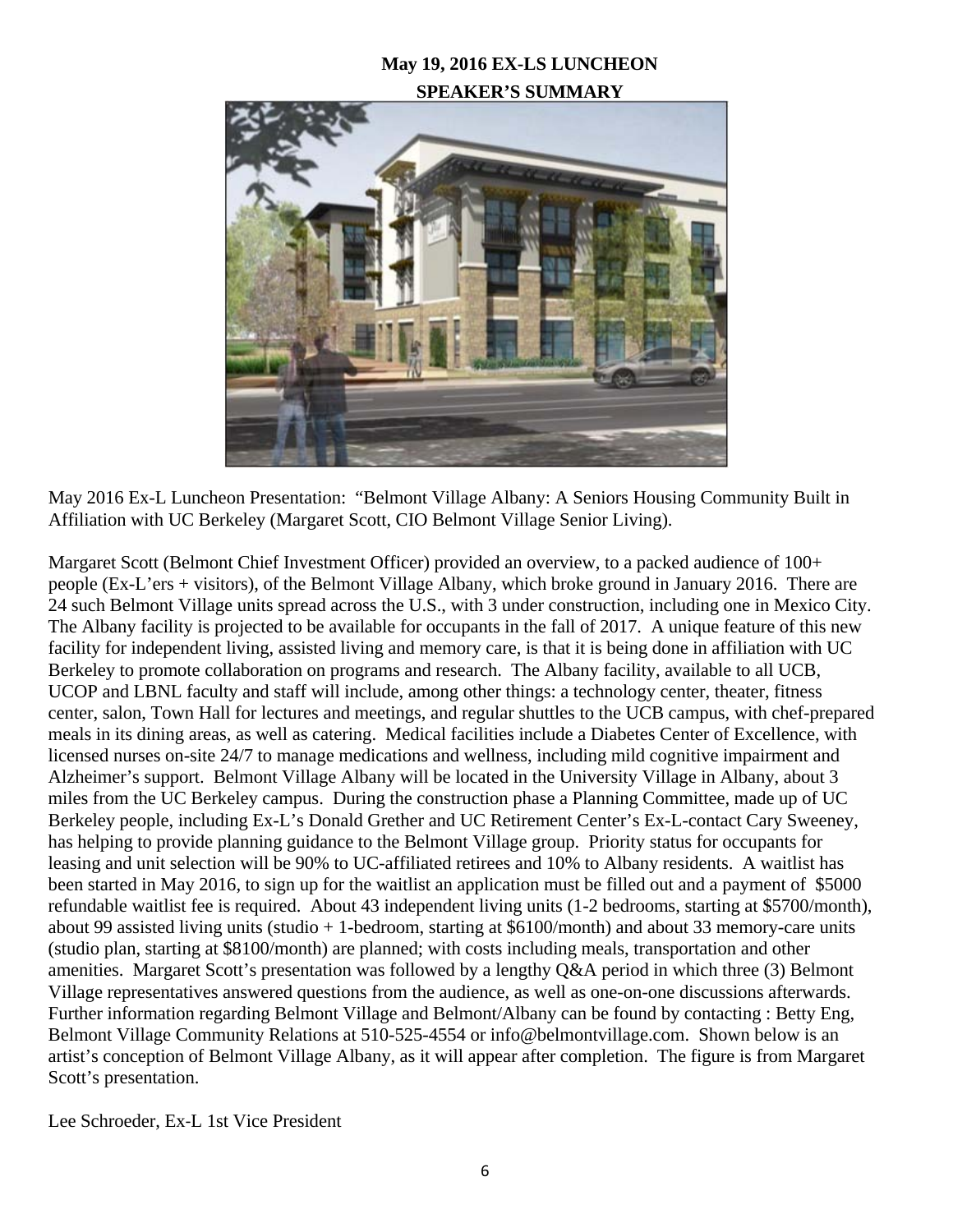**May 19, 2016 EX-LS LUNCHEON**

**SPEAKER'S SUMMARY**

May 2016 Ex-L Luncheon Presentation: "Belmont Village Albany: A Seniors Housing Community Built in Affiliation with UC Berkeley (Margaret Scott, CIO Belmont Village Senior Living).

Margaret Scott (Belmont Chief Investment Officer) provided an overview, to a packed audience of 100+ people (Ex-L'ers + visitors), of the Belmont Village Albany, which broke ground in January 2016. There are 24 such Belmont Village units spread across the U.S., with 3 under construction, including one in Mexico City. The Albany facility is projected to be available for occupants in the fall of 2017. A unique feature of this new facility for independent living, assisted living and memory care, is that it is being done in affiliation with UC Berkeley to promote collaboration on programs and research. The Albany facility, available to all UCB, UCOP and LBNL faculty and staff will include, among other things: a technology center, theater, fitness center, salon, Town Hall for lectures and meetings, and regular shuttles to the UCB campus, with chef-prepared meals in its dining areas, as well as catering. Medical facilities include a Diabetes Center of Excellence, with licensed nurses on-site 24/7 to manage medications and wellness, including mild cognitive impairment and Alzheimer's support. Belmont Village Albany will be located in the University Village in Albany, about 3 miles from the UC Berkeley campus. During the construction phase a Planning Committee, made up of UC Berkeley people, including Ex-L's Donald Grether and UC Retirement Center's Ex-L-contact Cary Sweeney, has helping to provide planning guidance to the Belmont Village group. Priority status for occupants for leasing and unit selection will be 90% to UC-affiliated retirees and 10% to Albany residents. A waitlist has been started in May 2016, to sign up for the waitlist an application must be filled out and a payment of $5000 refundable waitlist fee is required. About 43 independent living units (1-2 bedrooms, starting at $5700/month), about 99 assisted living units (studio + 1-bedroom, starting at $6100/month) and about 33 memory-care units (studio plan, starting at $8100/month) are planned; with costs including meals, transportation and other amenities. Margaret Scott's presentation was followed by a lengthy Q&A period in which three (3) Belmont Village representatives answered questions from the audience, as well as one-on-one discussions afterwards. Further information regarding Belmont Village and Belmont/Albany can be found by contacting : Betty Eng, Belmont Village Community Relations at 510-525-4554 or info@belmontvillage.com. Shown below is an artist's conception of Belmont Village Albany, as it will appear after completion. The figure is from Margaret Scott's presentation.

Lee Schroeder, Ex-L 1st Vice President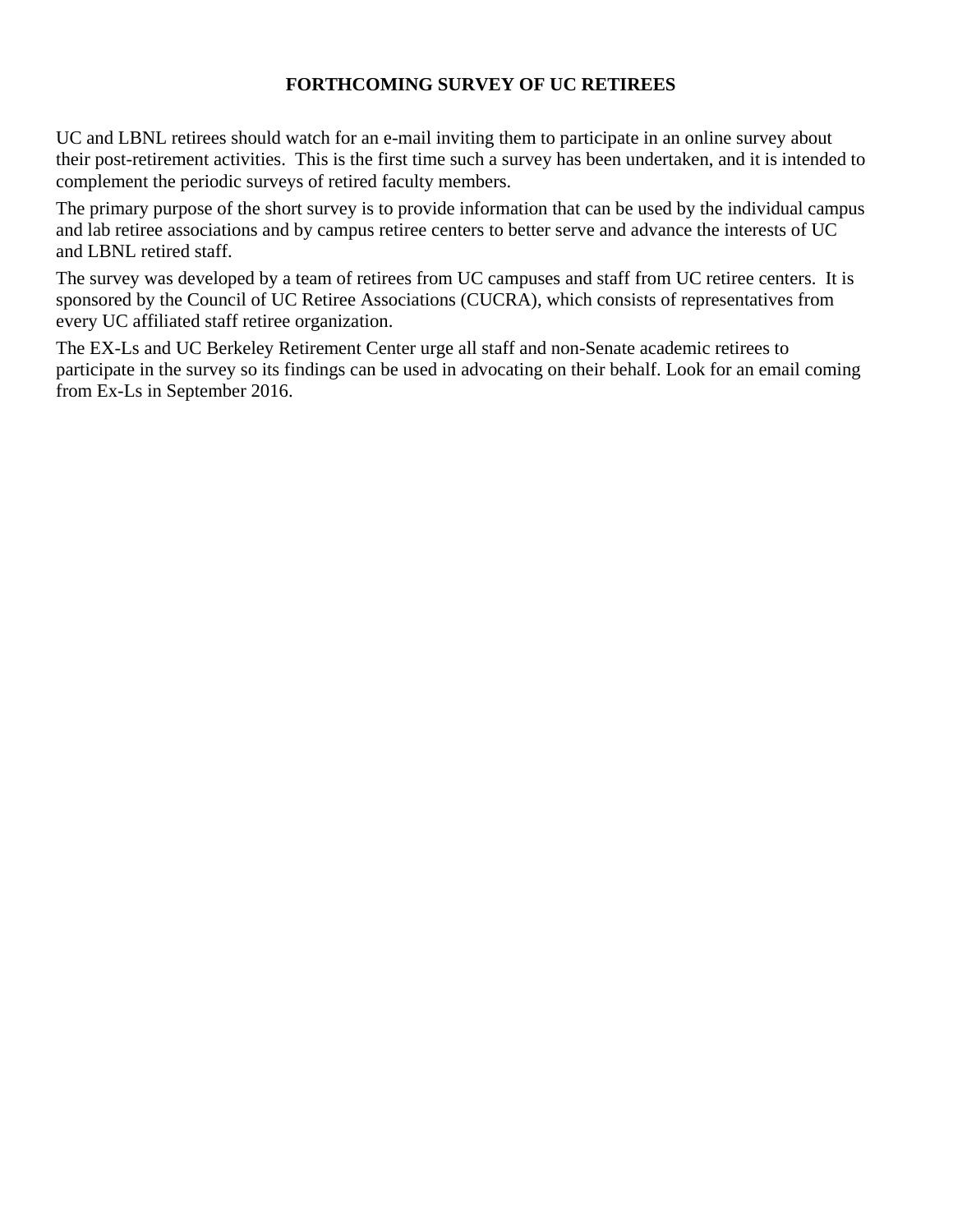## FORTHCOMING SURVEY OF UC RETIREES

UC and LBNL retirees should watch for an e-mail inviting them to participate in an online survey about their post-retirement activities. This is the first time such a survey has been undertaken, and it is intended to complement the periodic surveys of retired faculty members.

The primary purpose of the short survey is to provide information that can be used by the individual campus and lab retiree associations and by campus retiree centers to better serve and advance the interests of UC and LBNL retired staff.

The survey was developed by a team of retirees from UC campuses and staff from UC retiree centers. It is sponsored by the Council of UC Retiree Associations (CUCRA), which consists of representatives from every UC affiliated staff retiree organization.

The EX-Ls and UC Berkeley Retirement Center urge all staff and non-Senate academic retirees to participate in the survey so its findings can be used in advocating on their behalf. Look for an email coming from Ex-Ls in September 2016.